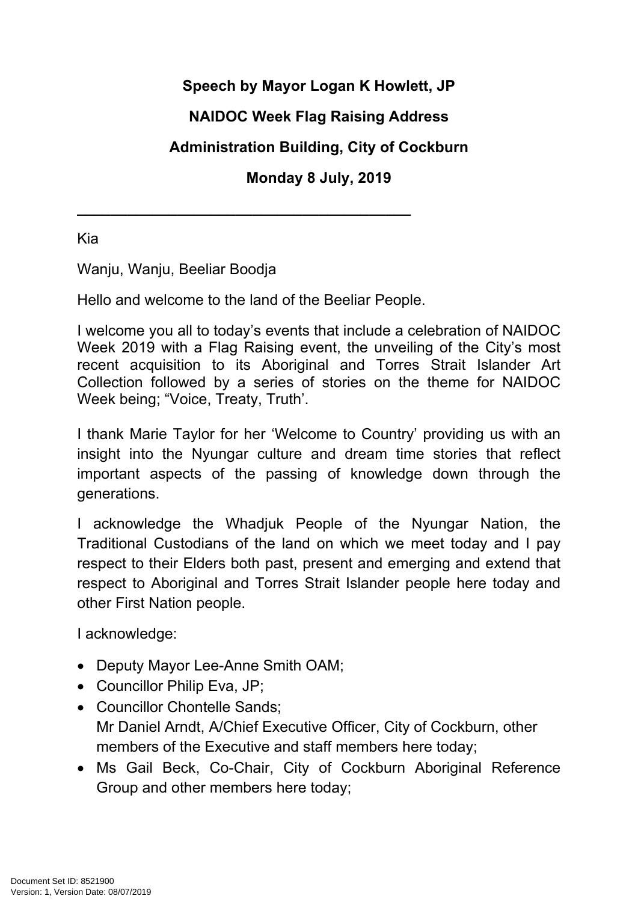**Speech by Mayor Logan K Howlett, JP**

**NAIDOC Week Flag Raising Address**

**Administration Building, City of Cockburn**

**Monday 8 July, 2019**

---

Kia

Wanju, Wanju, Beeliar Boodja

Hello and welcome to the land of the Beeliar People.

I welcome you all to today's events that include a celebration of NAIDOC Week 2019 with a Flag Raising event, the unveiling of the City's most recent acquisition to its Aboriginal and Torres Strait Islander Art Collection followed by a series of stories on the theme for NAIDOC Week being; "Voice, Treaty, Truth'.

I thank Marie Taylor for her 'Welcome to Country' providing us with an insight into the Nyungar culture and dream time stories that reflect important aspects of the passing of knowledge down through the generations.

I acknowledge the Whadjuk People of the Nyungar Nation, the Traditional Custodians of the land on which we meet today and I pay respect to their Elders both past, present and emerging and extend that respect to Aboriginal and Torres Strait Islander people here today and other First Nation people.

I acknowledge:

- Deputy Mayor Lee-Anne Smith OAM;
- Councillor Philip Eva, JP;
- Councillor Chontelle Sands;
  Mr Daniel Arndt, A/Chief Executive Officer, City of Cockburn, other members of the Executive and staff members here today;
- Ms Gail Beck, Co-Chair, City of Cockburn Aboriginal Reference Group and other members here today;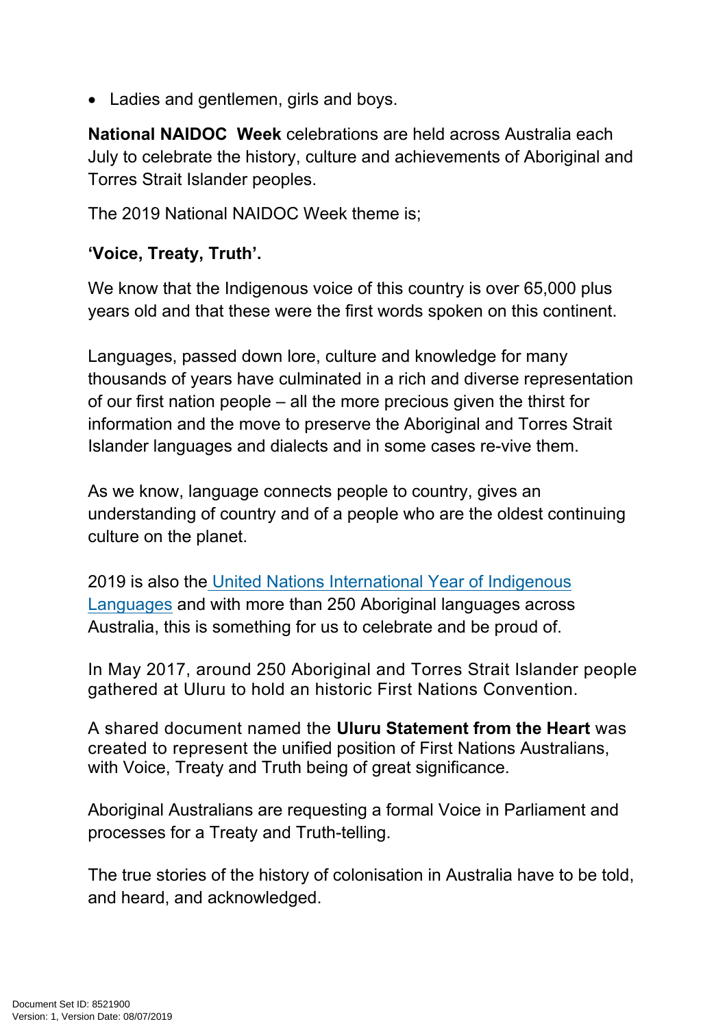- Ladies and gentlemen, girls and boys.

**National NAIDOC  Week** celebrations are held across Australia each July to celebrate the history, culture and achievements of Aboriginal and Torres Strait Islander peoples.

The 2019 National NAIDOC Week theme is;

**'Voice, Treaty, Truth'.**

We know that the Indigenous voice of this country is over 65,000 plus years old and that these were the first words spoken on this continent.

Languages, passed down lore, culture and knowledge for many thousands of years have culminated in a rich and diverse representation of our first nation people – all the more precious given the thirst for information and the move to preserve the Aboriginal and Torres Strait Islander languages and dialects and in some cases re-vive them.

As we know, language connects people to country, gives an understanding of country and of a people who are the oldest continuing culture on the planet.

2019 is also the United Nations International Year of Indigenous Languages and with more than 250 Aboriginal languages across Australia, this is something for us to celebrate and be proud of.

In May 2017, around 250 Aboriginal and Torres Strait Islander people gathered at Uluru to hold an historic First Nations Convention.

A shared document named the **Uluru Statement from the Heart** was created to represent the unified position of First Nations Australians, with Voice, Treaty and Truth being of great significance.

Aboriginal Australians are requesting a formal Voice in Parliament and processes for a Treaty and Truth-telling.

The true stories of the history of colonisation in Australia have to be told, and heard, and acknowledged.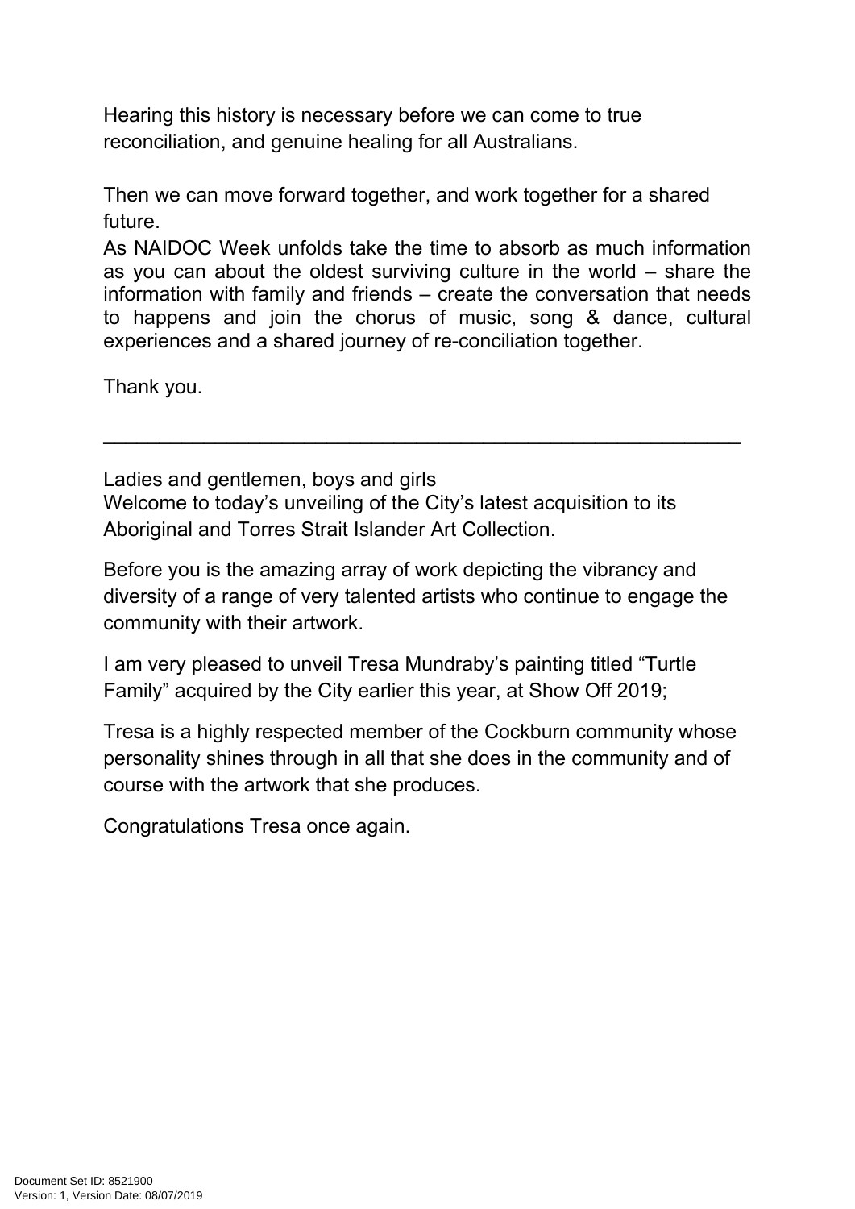Hearing this history is necessary before we can come to true reconciliation, and genuine healing for all Australians.

Then we can move forward together, and work together for a shared future.

As NAIDOC Week unfolds take the time to absorb as much information as you can about the oldest surviving culture in the world – share the information with family and friends – create the conversation that needs to happens and join the chorus of music, song & dance, cultural experiences and a shared journey of re-conciliation together.

Thank you.

---

Ladies and gentlemen, boys and girls

Welcome to today's unveiling of the City's latest acquisition to its Aboriginal and Torres Strait Islander Art Collection.

Before you is the amazing array of work depicting the vibrancy and diversity of a range of very talented artists who continue to engage the community with their artwork.

I am very pleased to unveil Tresa Mundraby's painting titled "Turtle Family" acquired by the City earlier this year, at Show Off 2019;

Tresa is a highly respected member of the Cockburn community whose personality shines through in all that she does in the community and of course with the artwork that she produces.

Congratulations Tresa once again.

Document Set ID: 8521900
Version: 1, Version Date: 08/07/2019